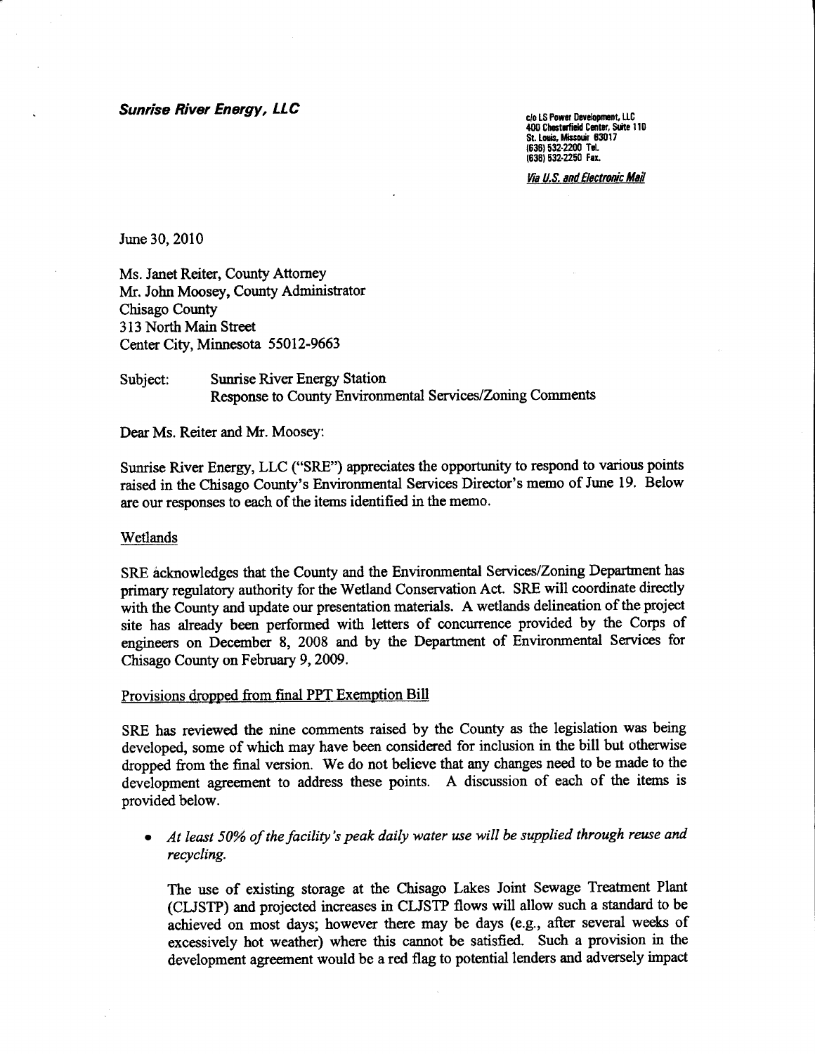**_Sunrise River Energy, LLC_**

c/o LS Power Development, LLC
400 Chesterfield Center, Suite 110
St. Louis, Missouri 63017
(636) 532-2200 Tel.
(636) 532-2250 Fax.

_Via U.S. and Electronic Mail_

June 30, 2010

Ms. Janet Reiter, County Attorney
Mr. John Moosey, County Administrator
Chisago County
313 North Main Street
Center City, Minnesota 55012-9663

Subject: Sunrise River Energy Station
Response to County Environmental Services/Zoning Comments

Dear Ms. Reiter and Mr. Moosey:

Sunrise River Energy, LLC ("SRE") appreciates the opportunity to respond to various points raised in the Chisago County's Environmental Services Director's memo of June 19. Below are our responses to each of the items identified in the memo.

Wetlands

SRE acknowledges that the County and the Environmental Services/Zoning Department has primary regulatory authority for the Wetland Conservation Act. SRE will coordinate directly with the County and update our presentation materials. A wetlands delineation of the project site has already been performed with letters of concurrence provided by the Corps of engineers on December 8, 2008 and by the Department of Environmental Services for Chisago County on February 9, 2009.

Provisions dropped from final PPT Exemption Bill

SRE has reviewed the nine comments raised by the County as the legislation was being developed, some of which may have been considered for inclusion in the bill but otherwise dropped from the final version. We do not believe that any changes need to be made to the development agreement to address these points. A discussion of each of the items is provided below.

- _At least 50% of the facility's peak daily water use will be supplied through reuse and recycling._

  The use of existing storage at the Chisago Lakes Joint Sewage Treatment Plant (CLJSTP) and projected increases in CLJSTP flows will allow such a standard to be achieved on most days; however there may be days (e.g., after several weeks of excessively hot weather) where this cannot be satisfied. Such a provision in the development agreement would be a red flag to potential lenders and adversely impact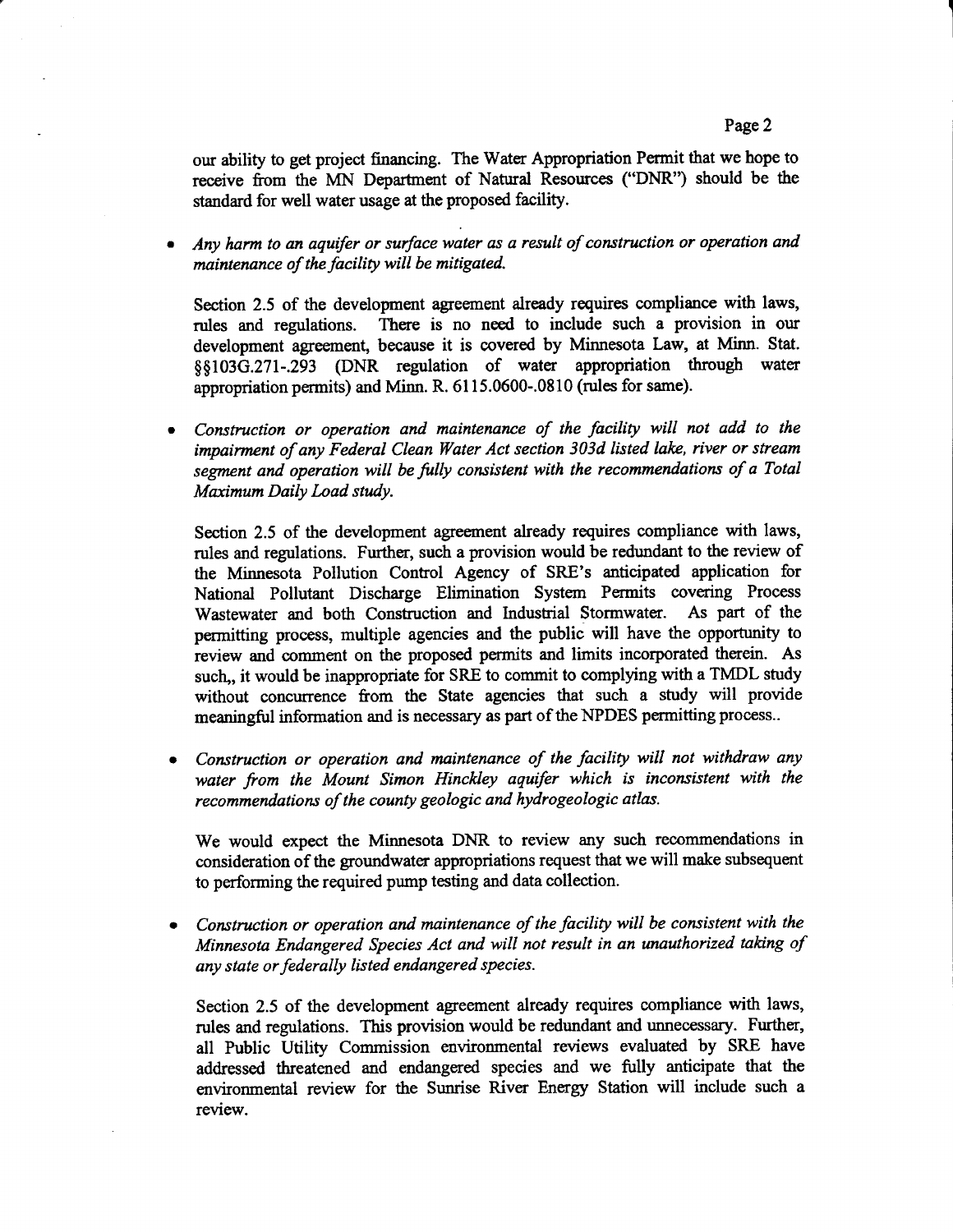our ability to get project financing. The Water Appropriation Permit that we hope to receive from the MN Department of Natural Resources ("DNR") should be the standard for well water usage at the proposed facility.

- *Any harm to an aquifer or surface water as a result of construction or operation and maintenance of the facility will be mitigated.*

  Section 2.5 of the development agreement already requires compliance with laws, rules and regulations. There is no need to include such a provision in our development agreement, because it is covered by Minnesota Law, at Minn. Stat. §§103G.271-.293 (DNR regulation of water appropriation through water appropriation permits) and Minn. R. 6115.0600-.0810 (rules for same).

- *Construction or operation and maintenance of the facility will not add to the impairment of any Federal Clean Water Act section 303d listed lake, river or stream segment and operation will be fully consistent with the recommendations of a Total Maximum Daily Load study.*

  Section 2.5 of the development agreement already requires compliance with laws, rules and regulations. Further, such a provision would be redundant to the review of the Minnesota Pollution Control Agency of SRE's anticipated application for National Pollutant Discharge Elimination System Permits covering Process Wastewater and both Construction and Industrial Stormwater. As part of the permitting process, multiple agencies and the public will have the opportunity to review and comment on the proposed permits and limits incorporated therein. As such,, it would be inappropriate for SRE to commit to complying with a TMDL study without concurrence from the State agencies that such a study will provide meaningful information and is necessary as part of the NPDES permitting process..

- *Construction or operation and maintenance of the facility will not withdraw any water from the Mount Simon Hinckley aquifer which is inconsistent with the recommendations of the county geologic and hydrogeologic atlas.*

  We would expect the Minnesota DNR to review any such recommendations in consideration of the groundwater appropriations request that we will make subsequent to performing the required pump testing and data collection.

- *Construction or operation and maintenance of the facility will be consistent with the Minnesota Endangered Species Act and will not result in an unauthorized taking of any state or federally listed endangered species.*

  Section 2.5 of the development agreement already requires compliance with laws, rules and regulations. This provision would be redundant and unnecessary. Further, all Public Utility Commission environmental reviews evaluated by SRE have addressed threatened and endangered species and we fully anticipate that the environmental review for the Sunrise River Energy Station will include such a review.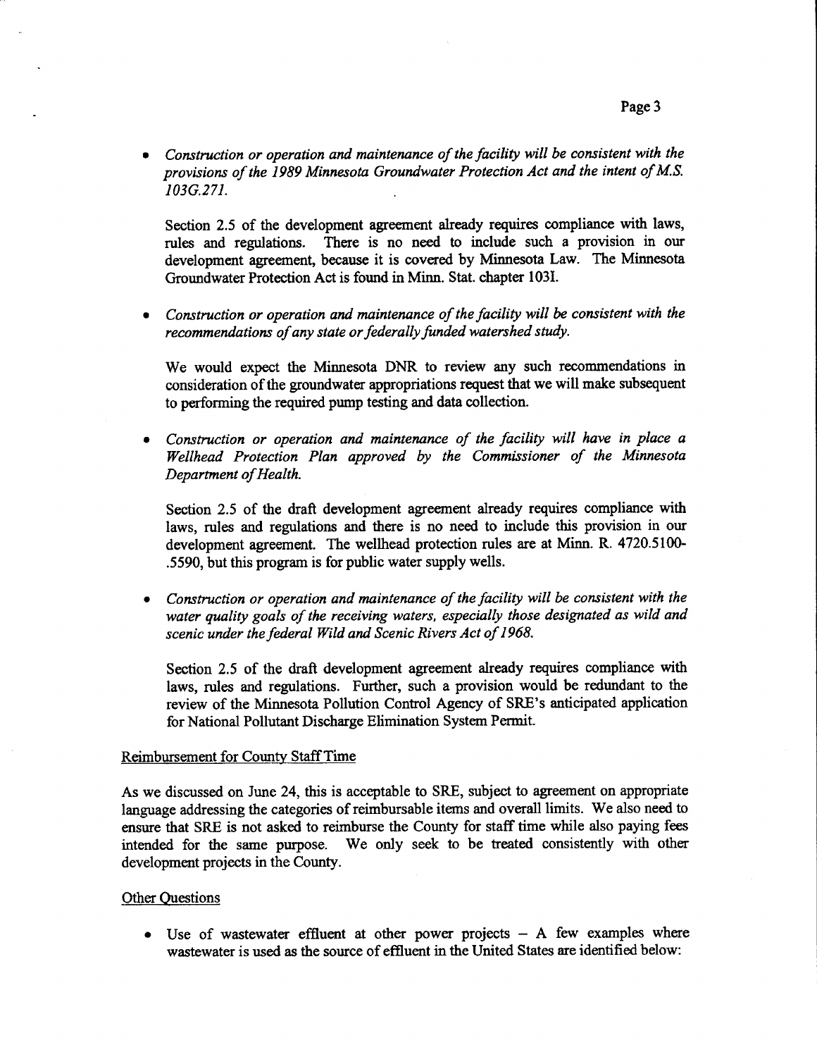- *Construction or operation and maintenance of the facility will be consistent with the provisions of the 1989 Minnesota Groundwater Protection Act and the intent of M.S. 103G.271.*

  Section 2.5 of the development agreement already requires compliance with laws, rules and regulations. There is no need to include such a provision in our development agreement, because it is covered by Minnesota Law. The Minnesota Groundwater Protection Act is found in Minn. Stat. chapter 103I.

- *Construction or operation and maintenance of the facility will be consistent with the recommendations of any state or federally funded watershed study.*

  We would expect the Minnesota DNR to review any such recommendations in consideration of the groundwater appropriations request that we will make subsequent to performing the required pump testing and data collection.

- *Construction or operation and maintenance of the facility will have in place a Wellhead Protection Plan approved by the Commissioner of the Minnesota Department of Health.*

  Section 2.5 of the draft development agreement already requires compliance with laws, rules and regulations and there is no need to include this provision in our development agreement. The wellhead protection rules are at Minn. R. 4720.5100-.5590, but this program is for public water supply wells.

- *Construction or operation and maintenance of the facility will be consistent with the water quality goals of the receiving waters, especially those designated as wild and scenic under the federal Wild and Scenic Rivers Act of 1968.*

  Section 2.5 of the draft development agreement already requires compliance with laws, rules and regulations. Further, such a provision would be redundant to the review of the Minnesota Pollution Control Agency of SRE's anticipated application for National Pollutant Discharge Elimination System Permit.

Reimbursement for County Staff Time

As we discussed on June 24, this is acceptable to SRE, subject to agreement on appropriate language addressing the categories of reimbursable items and overall limits. We also need to ensure that SRE is not asked to reimburse the County for staff time while also paying fees intended for the same purpose. We only seek to be treated consistently with other development projects in the County.

Other Questions

- Use of wastewater effluent at other power projects – A few examples where wastewater is used as the source of effluent in the United States are identified below: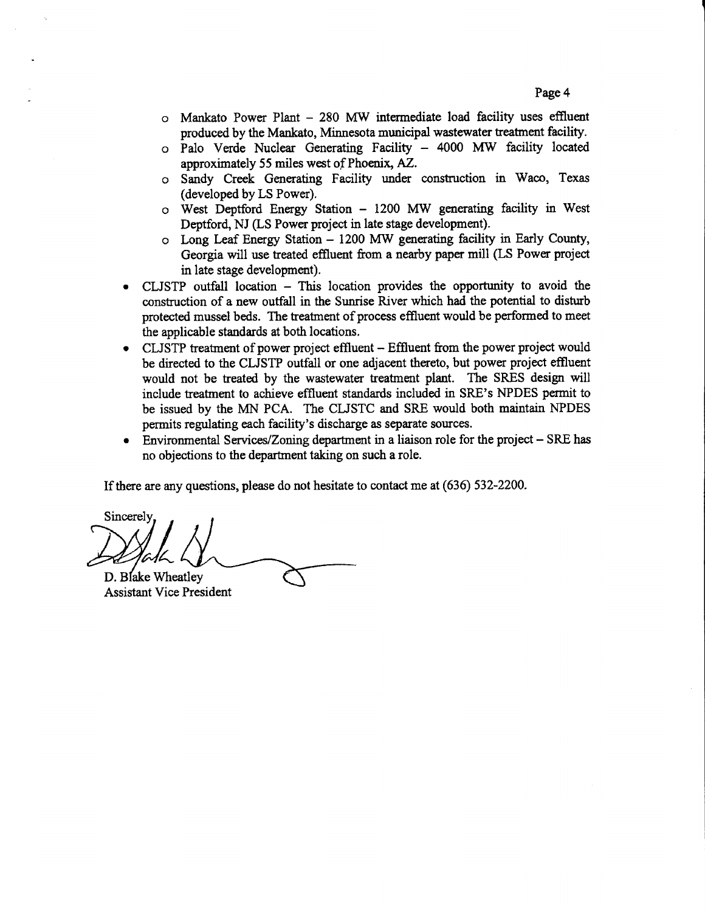- Mankato Power Plant – 280 MW intermediate load facility uses effluent produced by the Mankato, Minnesota municipal wastewater treatment facility.
  - Palo Verde Nuclear Generating Facility – 4000 MW facility located approximately 55 miles west of Phoenix, AZ.
  - Sandy Creek Generating Facility under construction in Waco, Texas (developed by LS Power).
  - West Deptford Energy Station – 1200 MW generating facility in West Deptford, NJ (LS Power project in late stage development).
  - Long Leaf Energy Station – 1200 MW generating facility in Early County, Georgia will use treated effluent from a nearby paper mill (LS Power project in late stage development).
- CLJSTP outfall location – This location provides the opportunity to avoid the construction of a new outfall in the Sunrise River which had the potential to disturb protected mussel beds. The treatment of process effluent would be performed to meet the applicable standards at both locations.
- CLJSTP treatment of power project effluent – Effluent from the power project would be directed to the CLJSTP outfall or one adjacent thereto, but power project effluent would not be treated by the wastewater treatment plant. The SRES design will include treatment to achieve effluent standards included in SRE's NPDES permit to be issued by the MN PCA. The CLJSTC and SRE would both maintain NPDES permits regulating each facility's discharge as separate sources.
- Environmental Services/Zoning department in a liaison role for the project – SRE has no objections to the department taking on such a role.

If there are any questions, please do not hesitate to contact me at (636) 532-2200.

Sincerely,

D. Blake Wheatley
Assistant Vice President